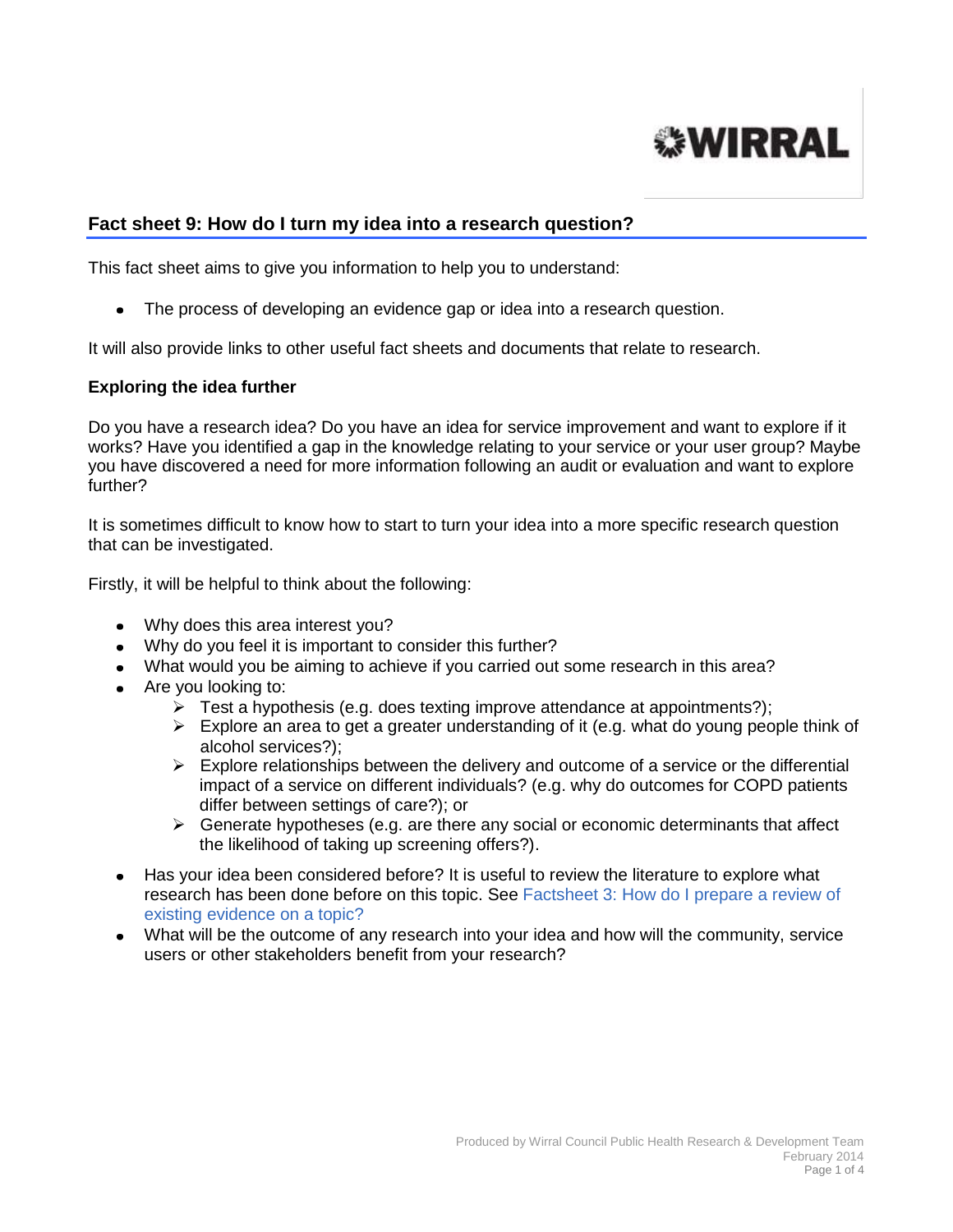## Fact sheet 9: How do I turn my idea into a research question?

This fact sheet aims to give you information to help you to understand:

- The process of developing an evidence gap or idea into a research question.

It will also provide links to other useful fact sheets and documents that relate to research.

**Exploring the idea further**

Do you have a research idea? Do you have an idea for service improvement and want to explore if it works? Have you identified a gap in the knowledge relating to your service or your user group? Maybe you have discovered a need for more information following an audit or evaluation and want to explore further?

It is sometimes difficult to know how to start to turn your idea into a more specific research question that can be investigated.

Firstly, it will be helpful to think about the following:

- Why does this area interest you?
- Why do you feel it is important to consider this further?
- What would you be aiming to achieve if you carried out some research in this area?
- Are you looking to:
  - Test a hypothesis (e.g. does texting improve attendance at appointments?);
  - Explore an area to get a greater understanding of it (e.g. what do young people think of alcohol services?);
  - Explore relationships between the delivery and outcome of a service or the differential impact of a service on different individuals? (e.g. why do outcomes for COPD patients differ between settings of care?); or
  - Generate hypotheses (e.g. are there any social or economic determinants that affect the likelihood of taking up screening offers?).
- Has your idea been considered before? It is useful to review the literature to explore what research has been done before on this topic. See Factsheet 3: How do I prepare a review of existing evidence on a topic?
- What will be the outcome of any research into your idea and how will the community, service users or other stakeholders benefit from your research?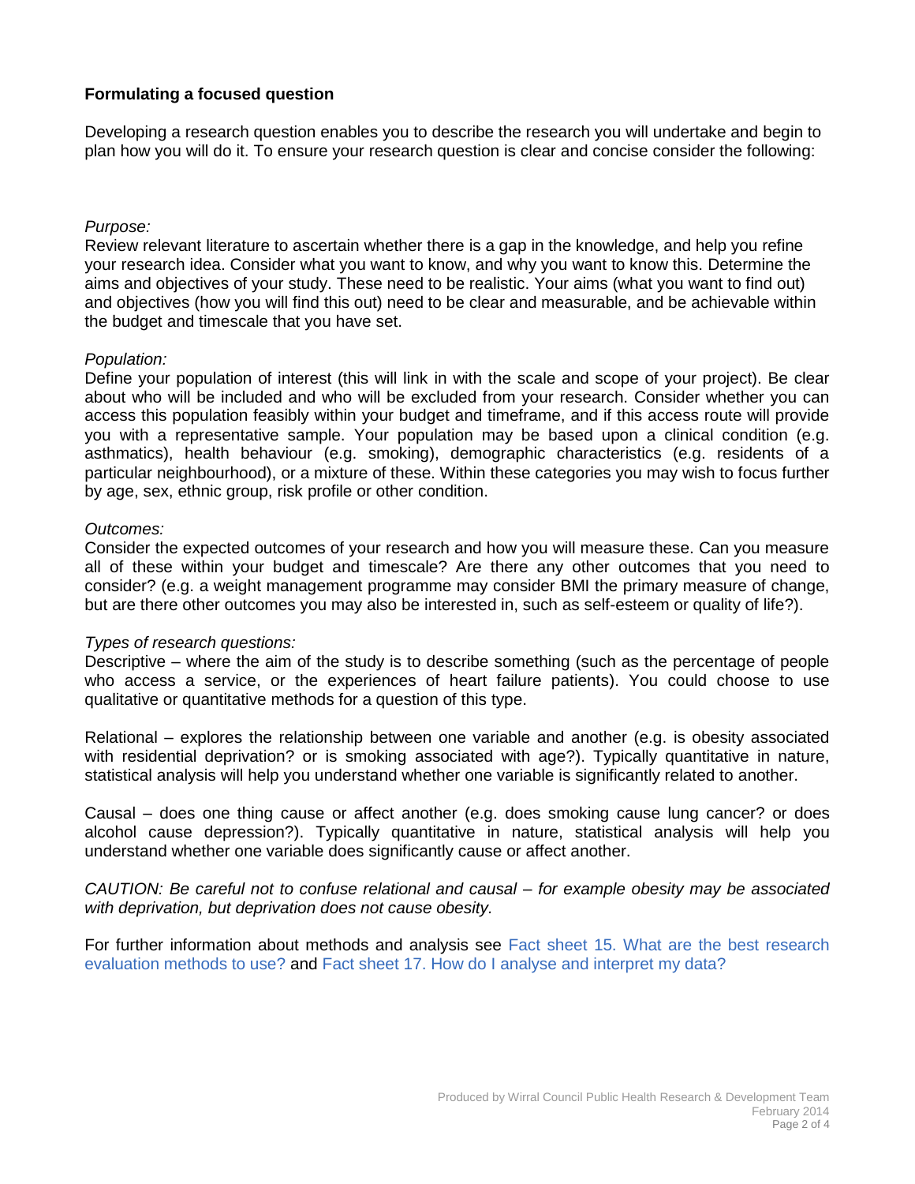## Formulating a focused question

Developing a research question enables you to describe the research you will undertake and begin to plan how you will do it. To ensure your research question is clear and concise consider the following:

*Purpose:*
Review relevant literature to ascertain whether there is a gap in the knowledge, and help you refine your research idea. Consider what you want to know, and why you want to know this. Determine the aims and objectives of your study. These need to be realistic. Your aims (what you want to find out) and objectives (how you will find this out) need to be clear and measurable, and be achievable within the budget and timescale that you have set.

*Population:*
Define your population of interest (this will link in with the scale and scope of your project). Be clear about who will be included and who will be excluded from your research. Consider whether you can access this population feasibly within your budget and timeframe, and if this access route will provide you with a representative sample. Your population may be based upon a clinical condition (e.g. asthmatics), health behaviour (e.g. smoking), demographic characteristics (e.g. residents of a particular neighbourhood), or a mixture of these. Within these categories you may wish to focus further by age, sex, ethnic group, risk profile or other condition.

*Outcomes:*
Consider the expected outcomes of your research and how you will measure these. Can you measure all of these within your budget and timescale? Are there any other outcomes that you need to consider? (e.g. a weight management programme may consider BMI the primary measure of change, but are there other outcomes you may also be interested in, such as self-esteem or quality of life?).

*Types of research questions:*
Descriptive – where the aim of the study is to describe something (such as the percentage of people who access a service, or the experiences of heart failure patients). You could choose to use qualitative or quantitative methods for a question of this type.

Relational – explores the relationship between one variable and another (e.g. is obesity associated with residential deprivation? or is smoking associated with age?). Typically quantitative in nature, statistical analysis will help you understand whether one variable is significantly related to another.

Causal – does one thing cause or affect another (e.g. does smoking cause lung cancer? or does alcohol cause depression?). Typically quantitative in nature, statistical analysis will help you understand whether one variable does significantly cause or affect another.

*CAUTION: Be careful not to confuse relational and causal – for example obesity may be associated with deprivation, but deprivation does not cause obesity.*

For further information about methods and analysis see Fact sheet 15. What are the best research evaluation methods to use? and Fact sheet 17. How do I analyse and interpret my data?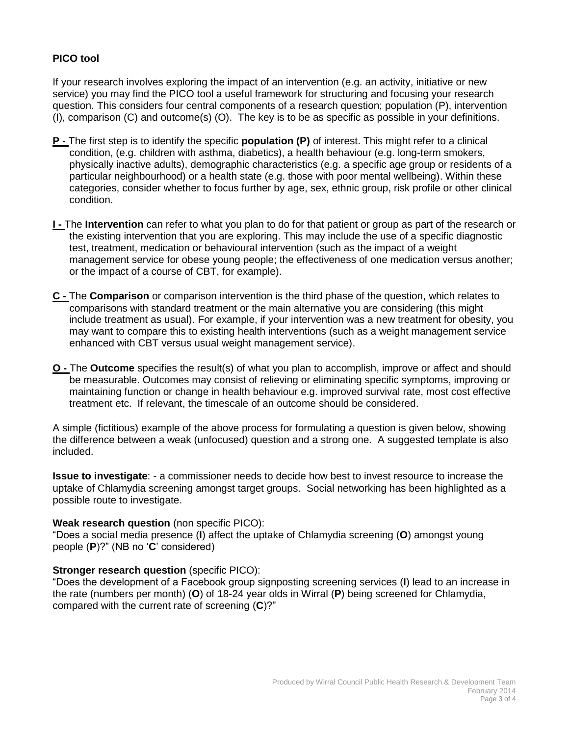**PICO tool**

If your research involves exploring the impact of an intervention (e.g. an activity, initiative or new service) you may find the PICO tool a useful framework for structuring and focusing your research question. This considers four central components of a research question; population (P), intervention (I), comparison (C) and outcome(s) (O). The key is to be as specific as possible in your definitions.

**P -** The first step is to identify the specific **population (P)** of interest. This might refer to a clinical condition, (e.g. children with asthma, diabetics), a health behaviour (e.g. long-term smokers, physically inactive adults), demographic characteristics (e.g. a specific age group or residents of a particular neighbourhood) or a health state (e.g. those with poor mental wellbeing). Within these categories, consider whether to focus further by age, sex, ethnic group, risk profile or other clinical condition.

**I -** The **Intervention** can refer to what you plan to do for that patient or group as part of the research or the existing intervention that you are exploring. This may include the use of a specific diagnostic test, treatment, medication or behavioural intervention (such as the impact of a weight management service for obese young people; the effectiveness of one medication versus another; or the impact of a course of CBT, for example).

**C -** The **Comparison** or comparison intervention is the third phase of the question, which relates to comparisons with standard treatment or the main alternative you are considering (this might include treatment as usual). For example, if your intervention was a new treatment for obesity, you may want to compare this to existing health interventions (such as a weight management service enhanced with CBT versus usual weight management service).

**O -** The **Outcome** specifies the result(s) of what you plan to accomplish, improve or affect and should be measurable. Outcomes may consist of relieving or eliminating specific symptoms, improving or maintaining function or change in health behaviour e.g. improved survival rate, most cost effective treatment etc. If relevant, the timescale of an outcome should be considered.

A simple (fictitious) example of the above process for formulating a question is given below, showing the difference between a weak (unfocused) question and a strong one. A suggested template is also included.

**Issue to investigate**: - a commissioner needs to decide how best to invest resource to increase the uptake of Chlamydia screening amongst target groups. Social networking has been highlighted as a possible route to investigate.

**Weak research question** (non specific PICO):
"Does a social media presence (**I**) affect the uptake of Chlamydia screening (**O**) amongst young people (**P**)?" (NB no '**C**' considered)

**Stronger research question** (specific PICO):
"Does the development of a Facebook group signposting screening services (**I**) lead to an increase in the rate (numbers per month) (**O**) of 18-24 year olds in Wirral (**P**) being screened for Chlamydia, compared with the current rate of screening (**C**)?"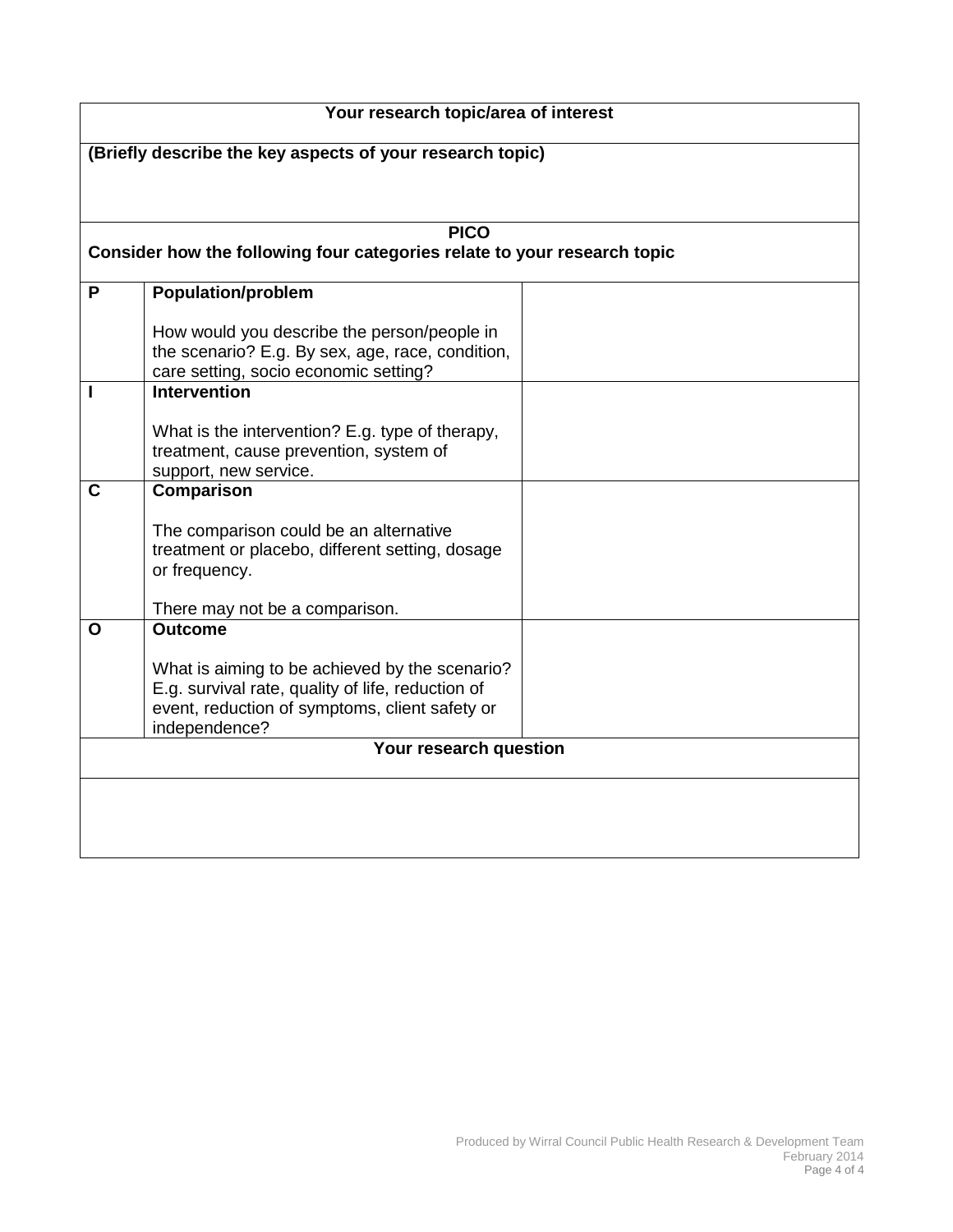| | | |
|---|---|---|
| **Your research topic/area of interest** | | |
| **(Briefly describe the key aspects of your research topic)** | | |
| **PICO**<br>**Consider how the following four categories relate to your research topic** | | |
| **P** | **Population/problem**<br><br>How would you describe the person/people in the scenario? E.g. By sex, age, race, condition, care setting, socio economic setting? | |
| **I** | **Intervention**<br><br>What is the intervention? E.g. type of therapy, treatment, cause prevention, system of support, new service. | |
| **C** | **Comparison**<br><br>The comparison could be an alternative treatment or placebo, different setting, dosage or frequency.<br><br>There may not be a comparison. | |
| **O** | **Outcome**<br><br>What is aiming to be achieved by the scenario? E.g. survival rate, quality of life, reduction of event, reduction of symptoms, client safety or independence? | |
| **Your research question** | | |
| | | |

Produced by Wirral Council Public Health Research & Development Team
February 2014